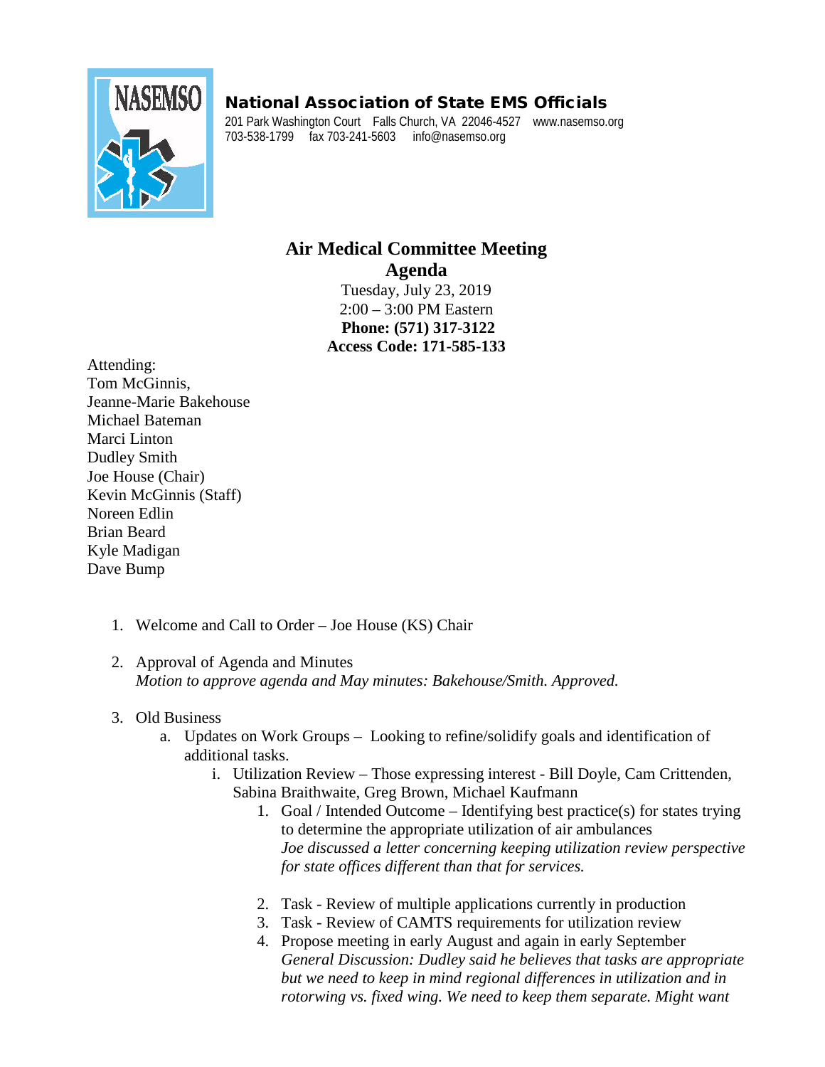**National Association of State EMS Officials**
201 Park Washington Court Falls Church, VA 22046-4527 www.nasemso.org
703-538-1799 fax 703-241-5603 info@nasemso.org

# Air Medical Committee Meeting
## Agenda

Tuesday, July 23, 2019
2:00 – 3:00 PM Eastern
**Phone: (571) 317-3122**
**Access Code: 171-585-133**

Attending:
Tom McGinnis,
Jeanne-Marie Bakehouse
Michael Bateman
Marci Linton
Dudley Smith
Joe House (Chair)
Kevin McGinnis (Staff)
Noreen Edlin
Brian Beard
Kyle Madigan
Dave Bump

1. Welcome and Call to Order – Joe House (KS) Chair

2. Approval of Agenda and Minutes
   *Motion to approve agenda and May minutes: Bakehouse/Smith. Approved.*

3. Old Business
   a. Updates on Work Groups – Looking to refine/solidify goals and identification of additional tasks.
      i. Utilization Review – Those expressing interest - Bill Doyle, Cam Crittenden, Sabina Braithwaite, Greg Brown, Michael Kaufmann
         1. Goal / Intended Outcome – Identifying best practice(s) for states trying to determine the appropriate utilization of air ambulances
            *Joe discussed a letter concerning keeping utilization review perspective for state offices different than that for services.*

         2. Task - Review of multiple applications currently in production
         3. Task - Review of CAMTS requirements for utilization review
         4. Propose meeting in early August and again in early September
            *General Discussion: Dudley said he believes that tasks are appropriate but we need to keep in mind regional differences in utilization and in rotorwing vs. fixed wing. We need to keep them separate. Might want*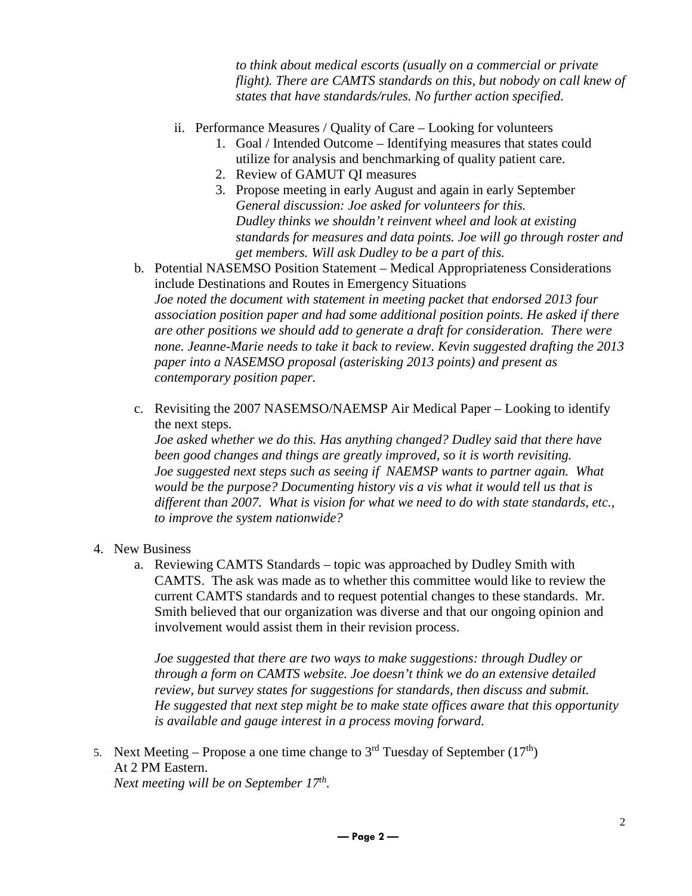*to think about medical escorts (usually on a commercial or private flight). There are CAMTS standards on this, but nobody on call knew of states that have standards/rules. No further action specified.*

   ii. Performance Measures / Quality of Care – Looking for volunteers
      1. Goal / Intended Outcome – Identifying measures that states could utilize for analysis and benchmarking of quality patient care.
      2. Review of GAMUT QI measures
      3. Propose meeting in early August and again in early September
      *General discussion: Joe asked for volunteers for this. Dudley thinks we shouldn't reinvent wheel and look at existing standards for measures and data points. Joe will go through roster and get members. Will ask Dudley to be a part of this.*

b. Potential NASEMSO Position Statement – Medical Appropriateness Considerations include Destinations and Routes in Emergency Situations
*Joe noted the document with statement in meeting packet that endorsed 2013 four association position paper and had some additional position points. He asked if there are other positions we should add to generate a draft for consideration. There were none. Jeanne-Marie needs to take it back to review. Kevin suggested drafting the 2013 paper into a NASEMSO proposal (asterisking 2013 points) and present as contemporary position paper.*

c. Revisiting the 2007 NASEMSO/NAEMSP Air Medical Paper – Looking to identify the next steps.
*Joe asked whether we do this. Has anything changed? Dudley said that there have been good changes and things are greatly improved, so it is worth revisiting. Joe suggested next steps such as seeing if NAEMSP wants to partner again. What would be the purpose? Documenting history vis a vis what it would tell us that is different than 2007. What is vision for what we need to do with state standards, etc., to improve the system nationwide?*

4. New Business
   a. Reviewing CAMTS Standards – topic was approached by Dudley Smith with CAMTS. The ask was made as to whether this committee would like to review the current CAMTS standards and to request potential changes to these standards. Mr. Smith believed that our organization was diverse and that our ongoing opinion and involvement would assist them in their revision process.

   *Joe suggested that there are two ways to make suggestions: through Dudley or through a form on CAMTS website. Joe doesn't think we do an extensive detailed review, but survey states for suggestions for standards, then discuss and submit. He suggested that next step might be to make state offices aware that this opportunity is available and gauge interest in a process moving forward.*

5. Next Meeting – Propose a one time change to 3rd Tuesday of September (17th) At 2 PM Eastern.
*Next meeting will be on September 17th.*